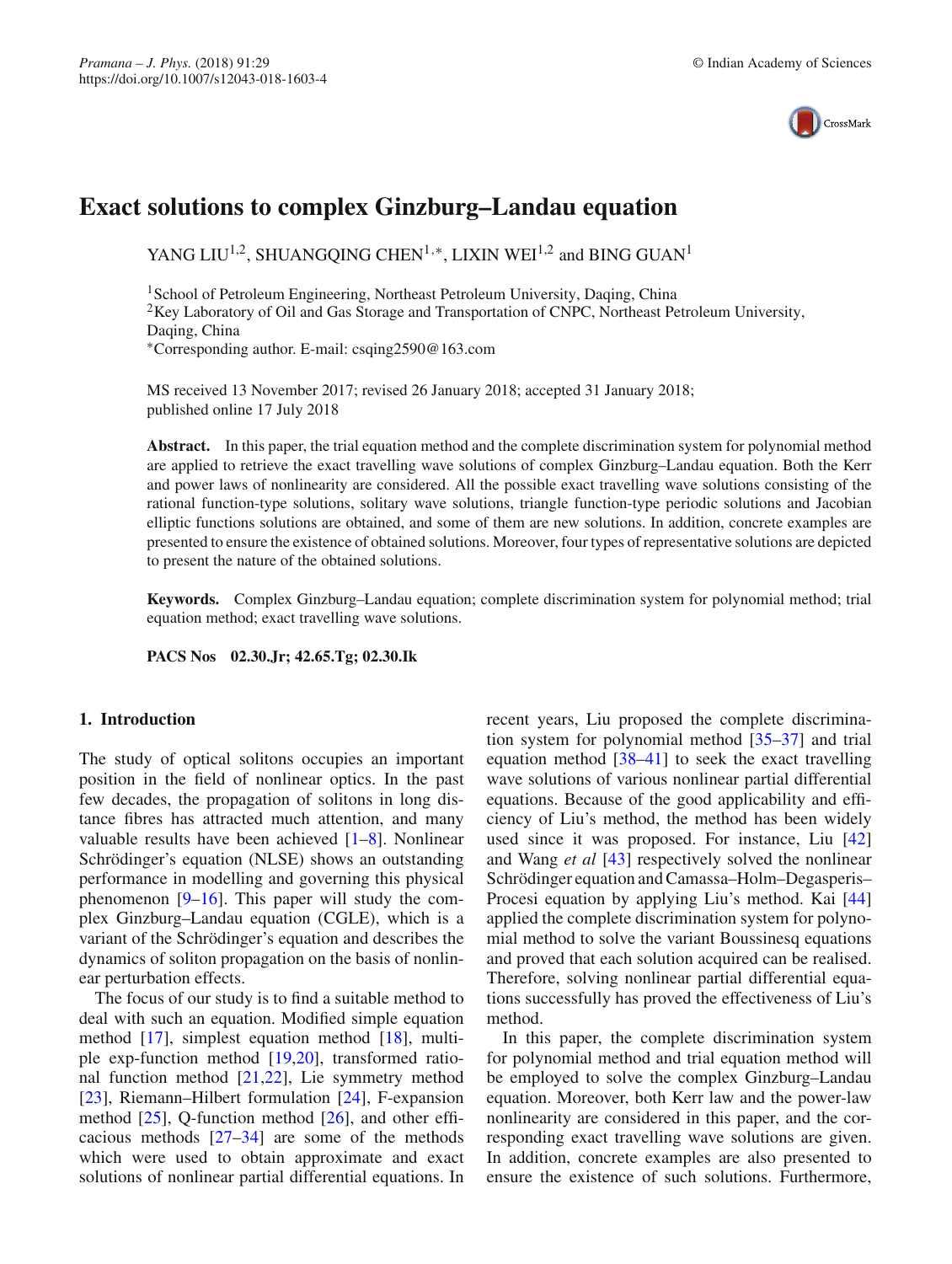# Exact solutions to complex Ginzburg–Landau equation

YANG LIU[1,2], SHUANGQING CHEN[1,*], LIXIN WEI[1,2] and BING GUAN[1]

[1]School of Petroleum Engineering, Northeast Petroleum University, Daqing, China
[2]Key Laboratory of Oil and Gas Storage and Transportation of CNPC, Northeast Petroleum University, Daqing, China
[*]Corresponding author. E-mail: csqing2590@163.com

MS received 13 November 2017; revised 26 January 2018; accepted 31 January 2018; published online 17 July 2018

**Abstract.** In this paper, the trial equation method and the complete discrimination system for polynomial method are applied to retrieve the exact travelling wave solutions of complex Ginzburg–Landau equation. Both the Kerr and power laws of nonlinearity are considered. All the possible exact travelling wave solutions consisting of the rational function-type solutions, solitary wave solutions, triangle function-type periodic solutions and Jacobian elliptic functions solutions are obtained, and some of them are new solutions. In addition, concrete examples are presented to ensure the existence of obtained solutions. Moreover, four types of representative solutions are depicted to present the nature of the obtained solutions.

**Keywords.** Complex Ginzburg–Landau equation; complete discrimination system for polynomial method; trial equation method; exact travelling wave solutions.

**PACS Nos** **02.30.Jr; 42.65.Tg; 02.30.Ik**

## 1. Introduction

The study of optical solitons occupies an important position in the field of nonlinear optics. In the past few decades, the propagation of solitons in long distance fibres has attracted much attention, and many valuable results have been achieved [1–8]. Nonlinear Schrödinger's equation (NLSE) shows an outstanding performance in modelling and governing this physical phenomenon [9–16]. This paper will study the complex Ginzburg–Landau equation (CGLE), which is a variant of the Schrödinger's equation and describes the dynamics of soliton propagation on the basis of nonlinear perturbation effects.

The focus of our study is to find a suitable method to deal with such an equation. Modified simple equation method [17], simplest equation method [18], multiple exp-function method [19,20], transformed rational function method [21,22], Lie symmetry method [23], Riemann–Hilbert formulation [24], F-expansion method [25], Q-function method [26], and other efficacious methods [27–34] are some of the methods which were used to obtain approximate and exact solutions of nonlinear partial differential equations. In recent years, Liu proposed the complete discrimination system for polynomial method [35–37] and trial equation method [38–41] to seek the exact travelling wave solutions of various nonlinear partial differential equations. Because of the good applicability and efficiency of Liu's method, the method has been widely used since it was proposed. For instance, Liu [42] and Wang *et al* [43] respectively solved the nonlinear Schrödinger equation and Camassa–Holm–Degasperis–Procesi equation by applying Liu's method. Kai [44] applied the complete discrimination system for polynomial method to solve the variant Boussinesq equations and proved that each solution acquired can be realised. Therefore, solving nonlinear partial differential equations successfully has proved the effectiveness of Liu's method.

In this paper, the complete discrimination system for polynomial method and trial equation method will be employed to solve the complex Ginzburg–Landau equation. Moreover, both Kerr law and the power-law nonlinearity are considered in this paper, and the corresponding exact travelling wave solutions are given. In addition, concrete examples are also presented to ensure the existence of such solutions. Furthermore,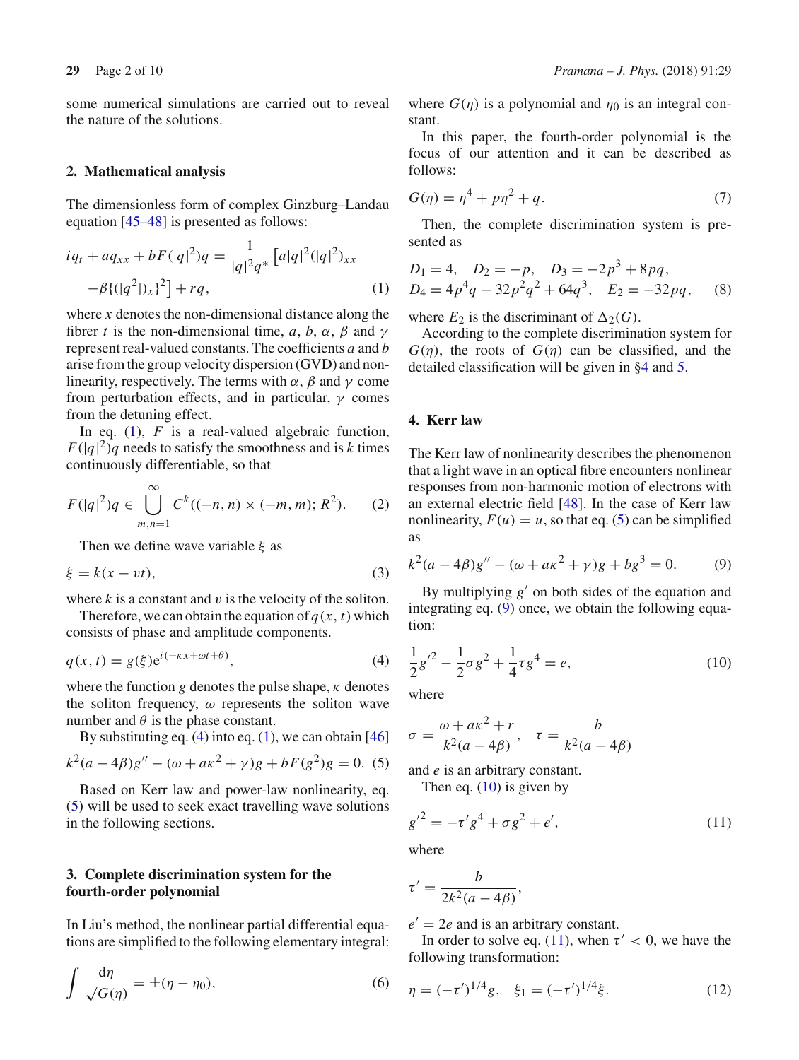some numerical simulations are carried out to reveal the nature of the solutions.

## 2. Mathematical analysis

The dimensionless form of complex Ginzburg–Landau equation [45–48] is presented as follows:

$$iq_t + aq_{xx} + bF(|q|^2)q = \frac{1}{|q|^2 q^*}\left[a|q|^2(|q|^2)_{xx} - \beta\{(|q^2|)_x\}^2\right] + rq, \tag{1}$$

where $x$ denotes the non-dimensional distance along the fibre $t$ is the non-dimensional time, $a$, $b$, $\alpha$, $\beta$ and $\gamma$ represent real-valued constants. The coefficients $a$ and $b$ arise from the group velocity dispersion (GVD) and nonlinearity, respectively. The terms with $\alpha$, $\beta$ and $\gamma$ come from perturbation effects, and in particular, $\gamma$ comes from the detuning effect.

In eq. (1), $F$ is a real-valued algebraic function, $F(|q|^2)q$ needs to satisfy the smoothness and is $k$ times continuously differentiable, so that

$$F(|q|^2)q \in \bigcup_{m,n=1}^{\infty} C^k((-n,n)\times(-m,m); R^2). \tag{2}$$

Then we define wave variable $\xi$ as

$$\xi = k(x - vt), \tag{3}$$

where $k$ is a constant and $v$ is the velocity of the soliton.

Therefore, we can obtain the equation of $q(x,t)$ which consists of phase and amplitude components.

$$q(x,t) = g(\xi)\mathrm{e}^{i(-\kappa x + \omega t + \theta)}, \tag{4}$$

where the function $g$ denotes the pulse shape, $\kappa$ denotes the soliton frequency, $\omega$ represents the soliton wave number and $\theta$ is the phase constant.

By substituting eq. (4) into eq. (1), we can obtain [46]

$$k^2(a - 4\beta)g'' - (\omega + a\kappa^2 + \gamma)g + bF(g^2)g = 0. \tag{5}$$

Based on Kerr law and power-law nonlinearity, eq. (5) will be used to seek exact travelling wave solutions in the following sections.

## 3. Complete discrimination system for the fourth-order polynomial

In Liu's method, the nonlinear partial differential equations are simplified to the following elementary integral:

$$\int \frac{\mathrm{d}\eta}{\sqrt{G(\eta)}} = \pm(\eta - \eta_0), \tag{6}$$

where $G(\eta)$ is a polynomial and $\eta_0$ is an integral constant.

In this paper, the fourth-order polynomial is the focus of our attention and it can be described as follows:

$$G(\eta) = \eta^4 + p\eta^2 + q. \tag{7}$$

Then, the complete discrimination system is presented as

$$D_1 = 4,\quad D_2 = -p,\quad D_3 = -2p^3 + 8pq,$$
$$D_4 = 4p^4 q - 32p^2q^2 + 64q^3,\quad E_2 = -32pq, \tag{8}$$

where $E_2$ is the discriminant of $\Delta_2(G)$.

According to the complete discrimination system for $G(\eta)$, the roots of $G(\eta)$ can be classified, and the detailed classification will be given in §4 and 5.

## 4. Kerr law

The Kerr law of nonlinearity describes the phenomenon that a light wave in an optical fibre encounters nonlinear responses from non-harmonic motion of electrons with an external electric field [48]. In the case of Kerr law nonlinearity, $F(u) = u$, so that eq. (5) can be simplified as

$$k^2(a - 4\beta)g'' - (\omega + a\kappa^2 + \gamma)g + bg^3 = 0. \tag{9}$$

By multiplying $g'$ on both sides of the equation and integrating eq. (9) once, we obtain the following equation:

$$\frac{1}{2}g'^2 - \frac{1}{2}\sigma g^2 + \frac{1}{4}\tau g^4 = e, \tag{10}$$

where

$$\sigma = \frac{\omega + a\kappa^2 + r}{k^2(a - 4\beta)},\quad \tau = \frac{b}{k^2(a - 4\beta)}$$

and $e$ is an arbitrary constant.

Then eq. (10) is given by

$$g'^2 = -\tau' g^4 + \sigma g^2 + e', \tag{11}$$

where

$$\tau' = \frac{b}{2k^2(a - 4\beta)},$$

$e' = 2e$ and is an arbitrary constant.

In order to solve eq. (11), when $\tau' < 0$, we have the following transformation:

$$\eta = (-\tau')^{1/4}g,\quad \xi_1 = (-\tau')^{1/4}\xi. \tag{12}$$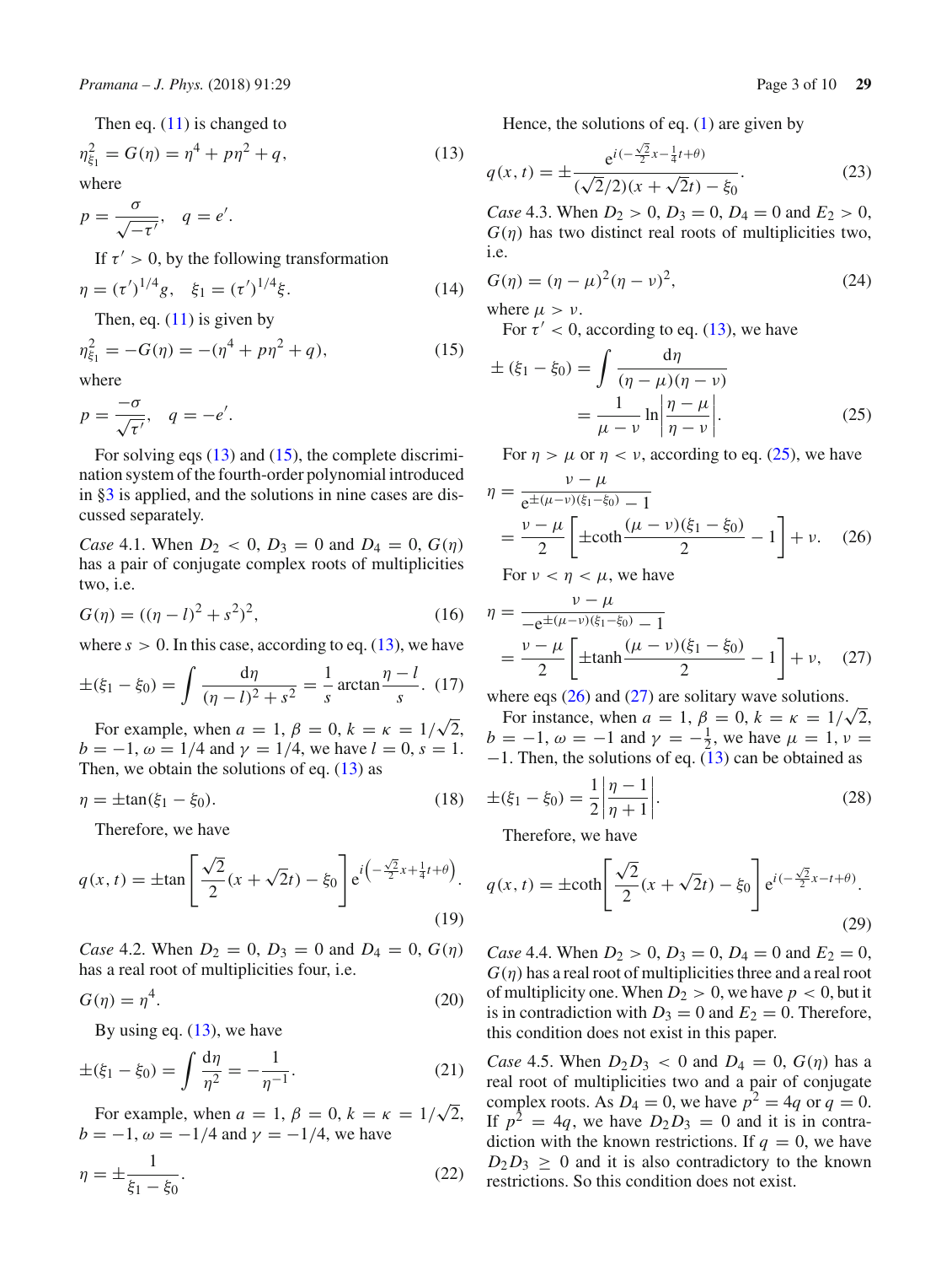Then eq. (11) is changed to

$$\eta_{\xi_1}^2 = G(\eta) = \eta^4 + p\eta^2 + q, \tag{13}$$

where

$$p = \frac{\sigma}{\sqrt{-\tau'}}, \quad q = e'.$$

If $\tau' > 0$, by the following transformation

$$\eta = (\tau')^{1/4} g, \quad \xi_1 = (\tau')^{1/4} \xi. \tag{14}$$

Then, eq. (11) is given by

$$\eta_{\xi_1}^2 = -G(\eta) = -(\eta^4 + p\eta^2 + q), \tag{15}$$

where

$$p = \frac{-\sigma}{\sqrt{\tau'}}, \quad q = -e'.$$

For solving eqs (13) and (15), the complete discrimination system of the fourth-order polynomial introduced in §3 is applied, and the solutions in nine cases are discussed separately.

*Case* 4.1. When $D_2 < 0$, $D_3 = 0$ and $D_4 = 0$, $G(\eta)$ has a pair of conjugate complex roots of multiplicities two, i.e.

$$G(\eta) = ((\eta - l)^2 + s^2)^2, \tag{16}$$

where $s > 0$. In this case, according to eq. (13), we have

$$\pm(\xi_1 - \xi_0) = \int \frac{\mathrm{d}\eta}{(\eta - l)^2 + s^2} = \frac{1}{s} \arctan \frac{\eta - l}{s}. \tag{17}$$

For example, when $a = 1$, $\beta = 0$, $k = \kappa = 1/\sqrt{2}$, $b = -1$, $\omega = 1/4$ and $\gamma = 1/4$, we have $l = 0$, $s = 1$. Then, we obtain the solutions of eq. (13) as

$$\eta = \pm \tan(\xi_1 - \xi_0). \tag{18}$$

Therefore, we have

$$q(x,t) = \pm \tan\left[\frac{\sqrt{2}}{2}(x + \sqrt{2}t) - \xi_0\right] \mathrm{e}^{i\left(-\frac{\sqrt{2}}{2}x + \frac{1}{4}t + \theta\right)}. \tag{19}$$

*Case* 4.2. When $D_2 = 0$, $D_3 = 0$ and $D_4 = 0$, $G(\eta)$ has a real root of multiplicities four, i.e.

$$G(\eta) = \eta^4. \tag{20}$$

By using eq. (13), we have

$$\pm(\xi_1 - \xi_0) = \int \frac{\mathrm{d}\eta}{\eta^2} = -\frac{1}{\eta^{-1}}. \tag{21}$$

For example, when $a = 1$, $\beta = 0$, $k = \kappa = 1/\sqrt{2}$, $b = -1$, $\omega = -1/4$ and $\gamma = -1/4$, we have

$$\eta = \pm \frac{1}{\xi_1 - \xi_0}. \tag{22}$$

Hence, the solutions of eq. (1) are given by

$$q(x,t) = \pm \frac{\mathrm{e}^{i\left(-\frac{\sqrt{2}}{2}x - \frac{1}{4}t + \theta\right)}}{(\sqrt{2}/2)(x + \sqrt{2}t) - \xi_0}. \tag{23}$$

*Case* 4.3. When $D_2 > 0$, $D_3 = 0$, $D_4 = 0$ and $E_2 > 0$, $G(\eta)$ has two distinct real roots of multiplicities two, i.e.

$$G(\eta) = (\eta - \mu)^2 (\eta - \nu)^2, \tag{24}$$

where $\mu > \nu$.

For $\tau' < 0$, according to eq. (13), we have

$$\begin{aligned}\pm(\xi_1 - \xi_0) &= \int \frac{\mathrm{d}\eta}{(\eta - \mu)(\eta - \nu)} \\ &= \frac{1}{\mu - \nu} \ln \left| \frac{\eta - \mu}{\eta - \nu} \right|.\end{aligned} \tag{25}$$

For $\eta > \mu$ or $\eta < \nu$, according to eq. (25), we have

$$\begin{aligned}\eta &= \frac{\nu - \mu}{\mathrm{e}^{\pm(\mu - \nu)(\xi_1 - \xi_0)} - 1} \\ &= \frac{\nu - \mu}{2}\left[\pm \coth \frac{(\mu - \nu)(\xi_1 - \xi_0)}{2} - 1\right] + \nu.\end{aligned} \tag{26}$$

For $\nu < \eta < \mu$, we have

$$\begin{aligned}\eta &= \frac{\nu - \mu}{-\mathrm{e}^{\pm(\mu - \nu)(\xi_1 - \xi_0)} - 1} \\ &= \frac{\nu - \mu}{2}\left[\pm \tanh \frac{(\mu - \nu)(\xi_1 - \xi_0)}{2} - 1\right] + \nu,\end{aligned} \tag{27}$$

where eqs (26) and (27) are solitary wave solutions.

For instance, when $a = 1$, $\beta = 0$, $k = \kappa = 1/\sqrt{2}$, $b = -1$, $\omega = -1$ and $\gamma = -\frac{1}{2}$, we have $\mu = 1$, $\nu = -1$. Then, the solutions of eq. (13) can be obtained as

$$\pm(\xi_1 - \xi_0) = \frac{1}{2} \left| \frac{\eta - 1}{\eta + 1} \right|. \tag{28}$$

Therefore, we have

$$q(x,t) = \pm \coth\left[\frac{\sqrt{2}}{2}(x + \sqrt{2}t) - \xi_0\right] \mathrm{e}^{i\left(-\frac{\sqrt{2}}{2}x - t + \theta\right)}. \tag{29}$$

*Case* 4.4. When $D_2 > 0$, $D_3 = 0$, $D_4 = 0$ and $E_2 = 0$, $G(\eta)$ has a real root of multiplicities three and a real root of multiplicity one. When $D_2 > 0$, we have $p < 0$, but it is in contradiction with $D_3 = 0$ and $E_2 = 0$. Therefore, this condition does not exist in this paper.

*Case* 4.5. When $D_2 D_3 < 0$ and $D_4 = 0$, $G(\eta)$ has a real root of multiplicities two and a pair of conjugate complex roots. As $D_4 = 0$, we have $p^2 = 4q$ or $q = 0$. If $p^2 = 4q$, we have $D_2 D_3 = 0$ and it is in contradiction with the known restrictions. If $q = 0$, we have $D_2 D_3 \geq 0$ and it is also contradictory to the known restrictions. So this condition does not exist.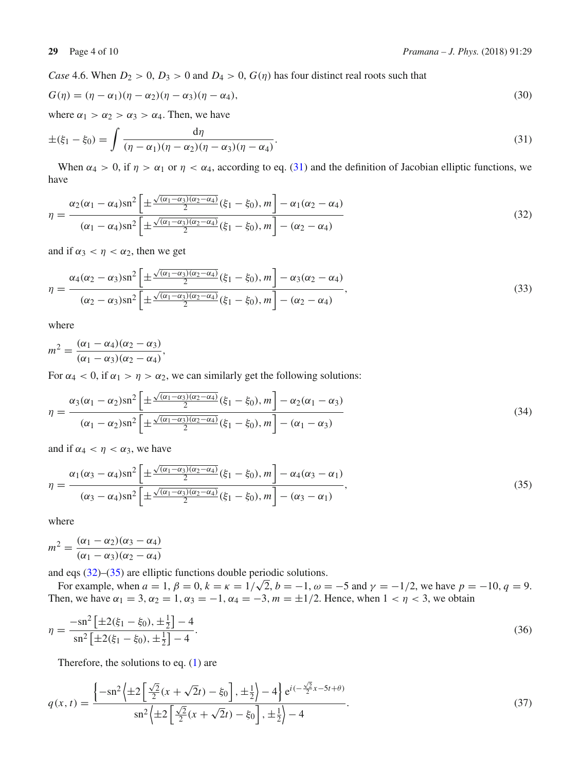*Case* 4.6. When $D_2 > 0$, $D_3 > 0$ and $D_4 > 0$, $G(\eta)$ has four distinct real roots such that

$$G(\eta) = (\eta - \alpha_1)(\eta - \alpha_2)(\eta - \alpha_3)(\eta - \alpha_4), \tag{30}$$

where $\alpha_1 > \alpha_2 > \alpha_3 > \alpha_4$. Then, we have

$$\pm(\xi_1 - \xi_0) = \int \frac{\mathrm{d}\eta}{(\eta - \alpha_1)(\eta - \alpha_2)(\eta - \alpha_3)(\eta - \alpha_4)}. \tag{31}$$

When $\alpha_4 > 0$, if $\eta > \alpha_1$ or $\eta < \alpha_4$, according to eq. (31) and the definition of Jacobian elliptic functions, we have

$$\eta = \frac{\alpha_2(\alpha_1 - \alpha_4)\mathrm{sn}^2\left[\pm\frac{\sqrt{(\alpha_1-\alpha_3)(\alpha_2-\alpha_4)}}{2}(\xi_1 - \xi_0), m\right] - \alpha_1(\alpha_2 - \alpha_4)}{(\alpha_1 - \alpha_4)\mathrm{sn}^2\left[\pm\frac{\sqrt{(\alpha_1-\alpha_3)(\alpha_2-\alpha_4)}}{2}(\xi_1 - \xi_0), m\right] - (\alpha_2 - \alpha_4)} \tag{32}$$

and if $\alpha_3 < \eta < \alpha_2$, then we get

$$\eta = \frac{\alpha_4(\alpha_2 - \alpha_3)\mathrm{sn}^2\left[\pm\frac{\sqrt{(\alpha_1-\alpha_3)(\alpha_2-\alpha_4)}}{2}(\xi_1 - \xi_0), m\right] - \alpha_3(\alpha_2 - \alpha_4)}{(\alpha_2 - \alpha_3)\mathrm{sn}^2\left[\pm\frac{\sqrt{(\alpha_1-\alpha_3)(\alpha_2-\alpha_4)}}{2}(\xi_1 - \xi_0), m\right] - (\alpha_2 - \alpha_4)}, \tag{33}$$

where

$$m^2 = \frac{(\alpha_1 - \alpha_4)(\alpha_2 - \alpha_3)}{(\alpha_1 - \alpha_3)(\alpha_2 - \alpha_4)},$$

For $\alpha_4 < 0$, if $\alpha_1 > \eta > \alpha_2$, we can similarly get the following solutions:

$$\eta = \frac{\alpha_3(\alpha_1 - \alpha_2)\mathrm{sn}^2\left[\pm\frac{\sqrt{(\alpha_1-\alpha_3)(\alpha_2-\alpha_4)}}{2}(\xi_1 - \xi_0), m\right] - \alpha_2(\alpha_1 - \alpha_3)}{(\alpha_1 - \alpha_2)\mathrm{sn}^2\left[\pm\frac{\sqrt{(\alpha_1-\alpha_3)(\alpha_2-\alpha_4)}}{2}(\xi_1 - \xi_0), m\right] - (\alpha_1 - \alpha_3)} \tag{34}$$

and if $\alpha_4 < \eta < \alpha_3$, we have

$$\eta = \frac{\alpha_1(\alpha_3 - \alpha_4)\mathrm{sn}^2\left[\pm\frac{\sqrt{(\alpha_1-\alpha_3)(\alpha_2-\alpha_4)}}{2}(\xi_1 - \xi_0), m\right] - \alpha_4(\alpha_3 - \alpha_1)}{(\alpha_3 - \alpha_4)\mathrm{sn}^2\left[\pm\frac{\sqrt{(\alpha_1-\alpha_3)(\alpha_2-\alpha_4)}}{2}(\xi_1 - \xi_0), m\right] - (\alpha_3 - \alpha_1)}, \tag{35}$$

where

$$m^2 = \frac{(\alpha_1 - \alpha_2)(\alpha_3 - \alpha_4)}{(\alpha_1 - \alpha_3)(\alpha_2 - \alpha_4)}$$

and eqs (32)–(35) are elliptic functions double periodic solutions.

For example, when $a = 1$, $\beta = 0$, $k = \kappa = 1/\sqrt{2}$, $b = -1$, $\omega = -5$ and $\gamma = -1/2$, we have $p = -10$, $q = 9$. Then, we have $\alpha_1 = 3$, $\alpha_2 = 1$, $\alpha_3 = -1$, $\alpha_4 = -3$, $m = \pm 1/2$. Hence, when $1 < \eta < 3$, we obtain

$$\eta = \frac{-\mathrm{sn}^2\left[\pm 2(\xi_1 - \xi_0), \pm\frac{1}{2}\right] - 4}{\mathrm{sn}^2\left[\pm 2(\xi_1 - \xi_0), \pm\frac{1}{2}\right] - 4}. \tag{36}$$

Therefore, the solutions to eq. (1) are

$$q(x,t) = \frac{\left\{-\mathrm{sn}^2\left\langle \pm 2\left[\frac{\sqrt{2}}{2}(x + \sqrt{2}t) - \xi_0\right], \pm\frac{1}{2}\right\rangle - 4\right\} \mathrm{e}^{i(-\frac{\sqrt{2}}{2}x - 5t + \theta)}}{\mathrm{sn}^2\left\langle \pm 2\left[\frac{\sqrt{2}}{2}(x + \sqrt{2}t) - \xi_0\right], \pm\frac{1}{2}\right\rangle - 4}. \tag{37}$$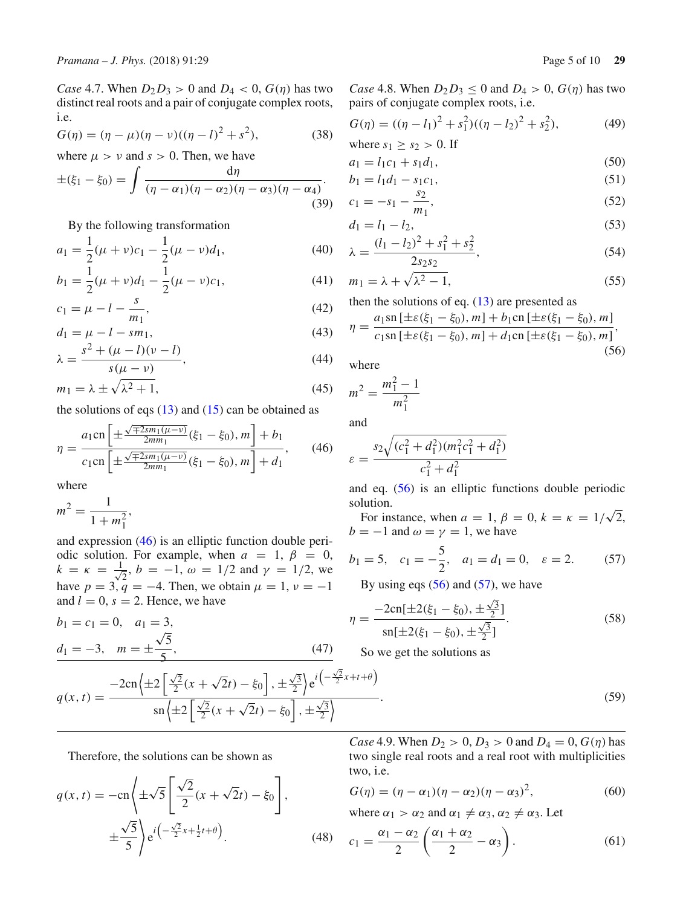*Case* 4.7. When $D_2D_3 > 0$ and $D_4 < 0$, $G(\eta)$ has two distinct real roots and a pair of conjugate complex roots, i.e.

$$G(\eta) = (\eta - \mu)(\eta - \nu)((\eta - l)^2 + s^2), \tag{38}$$

where $\mu > \nu$ and $s > 0$. Then, we have

$$\pm(\xi_1 - \xi_0) = \int \frac{\mathrm{d}\eta}{(\eta - \alpha_1)(\eta - \alpha_2)(\eta - \alpha_3)(\eta - \alpha_4)}. \tag{39}$$

By the following transformation

$$a_1 = \frac{1}{2}(\mu + \nu)c_1 - \frac{1}{2}(\mu - \nu)d_1, \tag{40}$$

$$b_1 = \frac{1}{2}(\mu + \nu)d_1 - \frac{1}{2}(\mu - \nu)c_1, \tag{41}$$

$$c_1 = \mu - l - \frac{s}{m_1}, \tag{42}$$

$$d_1 = \mu - l - sm_1, \tag{43}$$

$$\lambda = \frac{s^2 + (\mu - l)(\nu - l)}{s(\mu - \nu)}, \tag{44}$$

$$m_1 = \lambda \pm \sqrt{\lambda^2 + 1}, \tag{45}$$

the solutions of eqs (13) and (15) can be obtained as

$$\eta = \frac{a_1 \mathrm{cn}\left[\pm\frac{\sqrt{\mp 2sm_1(\mu-\nu)}}{2mm_1}(\xi_1 - \xi_0), m\right] + b_1}{c_1 \mathrm{cn}\left[\pm\frac{\sqrt{\mp 2sm_1(\mu-\nu)}}{2mm_1}(\xi_1 - \xi_0), m\right] + d_1}, \tag{46}$$

where

$$m^2 = \frac{1}{1 + m_1^2},$$

and expression (46) is an elliptic function double periodic solution. For example, when $a = 1$, $\beta = 0$, $k = \kappa = \frac{1}{\sqrt{2}}$, $b = -1$, $\omega = 1/2$ and $\gamma = 1/2$, we have $p = 3$, $q = -4$. Then, we obtain $\mu = 1$, $\nu = -1$ and $l = 0$, $s = 2$. Hence, we have

$$b_1 = c_1 = 0, \quad a_1 = 3,$$

$$d_1 = -3, \quad m = \pm\frac{\sqrt{5}}{5}, \tag{47}$$

Therefore, the solutions can be shown as

$$q(x,t) = -\mathrm{cn}\left\langle \pm\sqrt{5}\left[\frac{\sqrt{2}}{2}(x + \sqrt{2}t) - \xi_0\right], \pm\frac{\sqrt{5}}{5}\right\rangle \mathrm{e}^{i\left(-\frac{\sqrt{2}}{2}x + \frac{1}{2}t + \theta\right)}. \tag{48}$$

*Case* 4.8. When $D_2D_3 \le 0$ and $D_4 > 0$, $G(\eta)$ has two pairs of conjugate complex roots, i.e.

$$G(\eta) = ((\eta - l_1)^2 + s_1^2)((\eta - l_2)^2 + s_2^2), \tag{49}$$

where $s_1 \ge s_2 > 0$. If

$$a_1 = l_1c_1 + s_1d_1, \tag{50}$$

$$b_1 = l_1d_1 - s_1c_1, \tag{51}$$

$$c_1 = -s_1 - \frac{s_2}{m_1}, \tag{52}$$

$$d_1 = l_1 - l_2, \tag{53}$$

$$\lambda = \frac{(l_1 - l_2)^2 + s_1^2 + s_2^2}{2s_2s_2}, \tag{54}$$

$$m_1 = \lambda + \sqrt{\lambda^2 - 1}, \tag{55}$$

then the solutions of eq. (13) are presented as

$$\eta = \frac{a_1 \mathrm{sn}\left[\pm\varepsilon(\xi_1 - \xi_0), m\right] + b_1 \mathrm{cn}\left[\pm\varepsilon(\xi_1 - \xi_0), m\right]}{c_1 \mathrm{sn}\left[\pm\varepsilon(\xi_1 - \xi_0), m\right] + d_1 \mathrm{cn}\left[\pm\varepsilon(\xi_1 - \xi_0), m\right]}, \tag{56}$$

where

$$m^2 = \frac{m_1^2 - 1}{m_1^2}$$

and

$$\varepsilon = \frac{s_2\sqrt{(c_1^2 + d_1^2)(m_1^2c_1^2 + d_1^2)}}{c_1^2 + d_1^2}$$

and eq. (56) is an elliptic functions double periodic solution.

For instance, when $a = 1$, $\beta = 0$, $k = \kappa = 1/\sqrt{2}$, $b = -1$ and $\omega = \gamma = 1$, we have

$$b_1 = 5, \quad c_1 = -\frac{5}{2}, \quad a_1 = d_1 = 0, \quad \varepsilon = 2. \tag{57}$$

By using eqs (56) and (57), we have

$$\eta = \frac{-2\mathrm{cn}[\pm 2(\xi_1 - \xi_0), \pm\frac{\sqrt{3}}{2}]}{\mathrm{sn}[\pm 2(\xi_1 - \xi_0), \pm\frac{\sqrt{3}}{2}]}. \tag{58}$$

So we get the solutions as

$$q(x,t) = \frac{-2\mathrm{cn}\left\langle \pm 2\left[\frac{\sqrt{2}}{2}(x + \sqrt{2}t) - \xi_0\right], \pm\frac{\sqrt{3}}{2}\right\rangle \mathrm{e}^{i\left(-\frac{\sqrt{2}}{2}x + t + \theta\right)}}{\mathrm{sn}\left\langle \pm 2\left[\frac{\sqrt{2}}{2}(x + \sqrt{2}t) - \xi_0\right], \pm\frac{\sqrt{3}}{2}\right\rangle}. \tag{59}$$

*Case* 4.9. When $D_2 > 0$, $D_3 > 0$ and $D_4 = 0$, $G(\eta)$ has two single real roots and a real root with multiplicities two, i.e.

$$G(\eta) = (\eta - \alpha_1)(\eta - \alpha_2)(\eta - \alpha_3)^2, \tag{60}$$

where $\alpha_1 > \alpha_2$ and $\alpha_1 \ne \alpha_3$, $\alpha_2 \ne \alpha_3$. Let

$$c_1 = \frac{\alpha_1 - \alpha_2}{2}\left(\frac{\alpha_1 + \alpha_2}{2} - \alpha_3\right). \tag{61}$$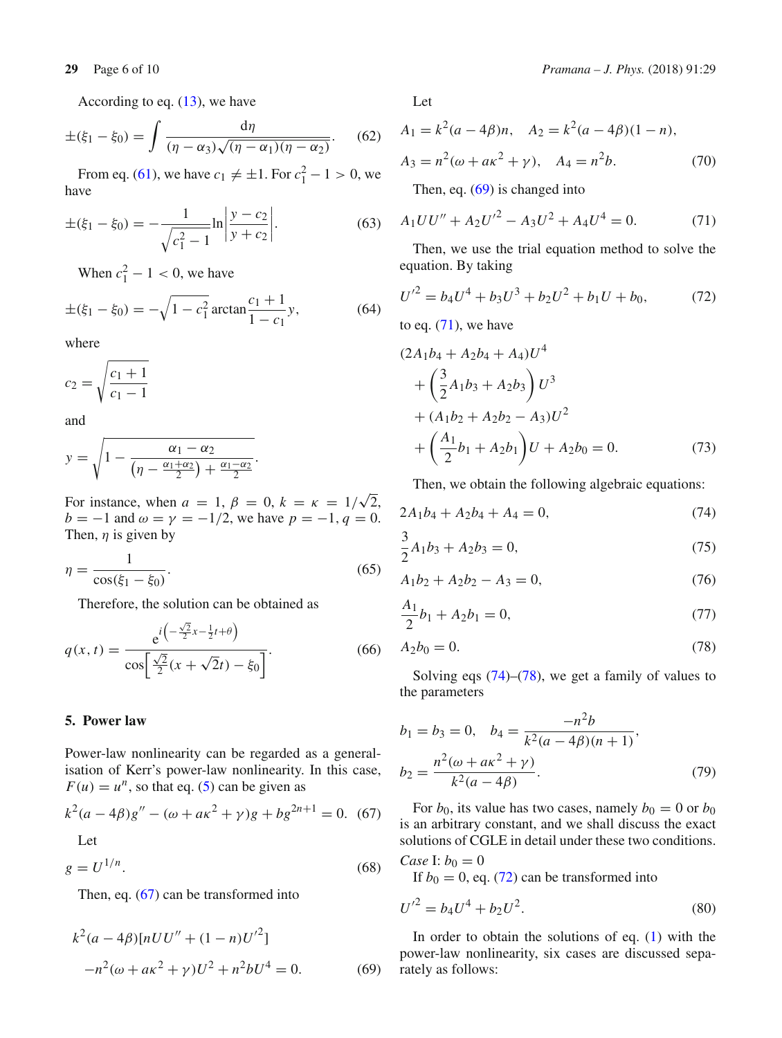According to eq. (13), we have

$$\pm(\xi_1 - \xi_0) = \int \frac{\mathrm{d}\eta}{(\eta - \alpha_3)\sqrt{(\eta - \alpha_1)(\eta - \alpha_2)}}. \tag{62}$$

From eq. (61), we have $c_1 \neq \pm 1$. For $c_1^2 - 1 > 0$, we have

$$\pm(\xi_1 - \xi_0) = -\frac{1}{\sqrt{c_1^2 - 1}} \ln\left|\frac{y - c_2}{y + c_2}\right|. \tag{63}$$

When $c_1^2 - 1 < 0$, we have

$$\pm(\xi_1 - \xi_0) = -\sqrt{1 - c_1^2} \arctan\frac{c_1 + 1}{1 - c_1} y, \tag{64}$$

where

$$c_2 = \sqrt{\frac{c_1 + 1}{c_1 - 1}}$$

and

$$y = \sqrt{1 - \frac{\alpha_1 - \alpha_2}{\left(\eta - \frac{\alpha_1 + \alpha_2}{2}\right) + \frac{\alpha_1 - \alpha_2}{2}}}.$$

For instance, when $a = 1$, $\beta = 0$, $k = \kappa = 1/\sqrt{2}$, $b = -1$ and $\omega = \gamma = -1/2$, we have $p = -1$, $q = 0$. Then, $\eta$ is given by

$$\eta = \frac{1}{\cos(\xi_1 - \xi_0)}. \tag{65}$$

Therefore, the solution can be obtained as

$$q(x,t) = \frac{\mathrm{e}^{i\left(-\frac{\sqrt{2}}{2}x - \frac{1}{2}t + \theta\right)}}{\cos\left[\frac{\sqrt{2}}{2}(x + \sqrt{2}t) - \xi_0\right]}. \tag{66}$$

## 5. Power law

Power-law nonlinearity can be regarded as a generalisation of Kerr's power-law nonlinearity. In this case, $F(u) = u^n$, so that eq. (5) can be given as

$$k^2(a - 4\beta)g'' - (\omega + a\kappa^2 + \gamma)g + bg^{2n+1} = 0. \tag{67}$$

Let

$$g = U^{1/n}. \tag{68}$$

Then, eq. (67) can be transformed into

$$k^2(a - 4\beta)[nUU'' + (1 - n)U'^2] - n^2(\omega + a\kappa^2 + \gamma)U^2 + n^2bU^4 = 0. \tag{69}$$

Let

$$A_1 = k^2(a - 4\beta)n, \quad A_2 = k^2(a - 4\beta)(1 - n),$$
$$A_3 = n^2(\omega + a\kappa^2 + \gamma), \quad A_4 = n^2 b. \tag{70}$$

Then, eq. (69) is changed into

$$A_1UU'' + A_2U'^2 - A_3U^2 + A_4U^4 = 0. \tag{71}$$

Then, we use the trial equation method to solve the equation. By taking

$$U'^2 = b_4U^4 + b_3U^3 + b_2U^2 + b_1U + b_0, \tag{72}$$

to eq. (71), we have

$$\begin{aligned}
&(2A_1b_4 + A_2b_4 + A_4)U^4 \\
&+ \left(\frac{3}{2}A_1b_3 + A_2b_3\right)U^3 \\
&+ (A_1b_2 + A_2b_2 - A_3)U^2 \\
&+ \left(\frac{A_1}{2}b_1 + A_2b_1\right)U + A_2b_0 = 0.
\end{aligned} \tag{73}$$

Then, we obtain the following algebraic equations:

$$2A_1b_4 + A_2b_4 + A_4 = 0, \tag{74}$$

$$\frac{3}{2}A_1b_3 + A_2b_3 = 0, \tag{75}$$

$$A_1b_2 + A_2b_2 - A_3 = 0, \tag{76}$$

$$\frac{A_1}{2}b_1 + A_2b_1 = 0, \tag{77}$$

$$A_2b_0 = 0. \tag{78}$$

Solving eqs (74)–(78), we get a family of values to the parameters

$$b_1 = b_3 = 0, \quad b_4 = \frac{-n^2b}{k^2(a - 4\beta)(n + 1)},$$
$$b_2 = \frac{n^2(\omega + a\kappa^2 + \gamma)}{k^2(a - 4\beta)}. \tag{79}$$

For $b_0$, its value has two cases, namely $b_0 = 0$ or $b_0$ is an arbitrary constant, and we shall discuss the exact solutions of CGLE in detail under these two conditions.

*Case* I: $b_0 = 0$

If $b_0 = 0$, eq. (72) can be transformed into

$$U'^2 = b_4U^4 + b_2U^2. \tag{80}$$

In order to obtain the solutions of eq. (1) with the power-law nonlinearity, six cases are discussed separately as follows: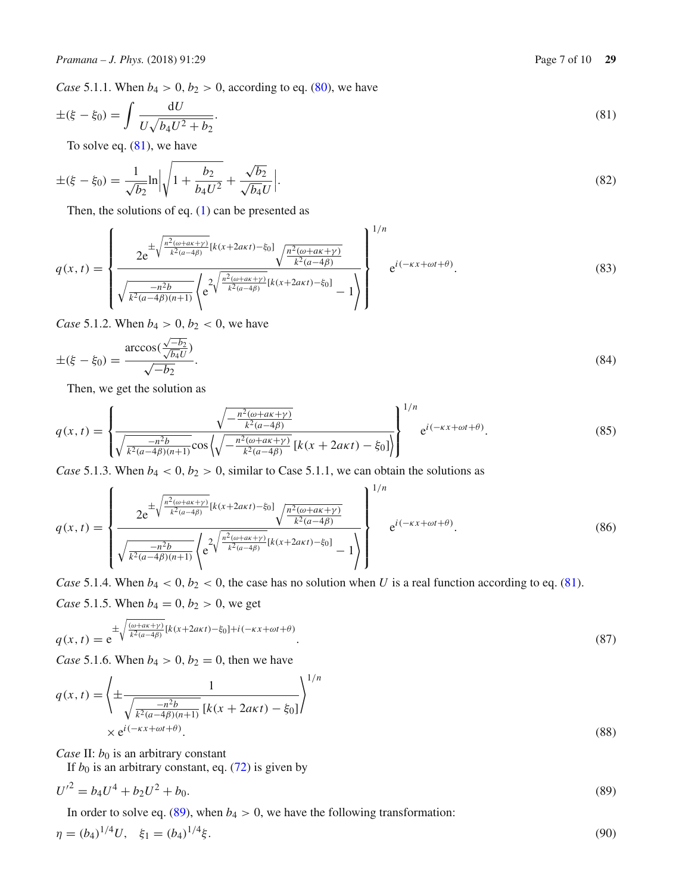*Case* 5.1.1. When $b_4 > 0, b_2 > 0$, according to eq. (80), we have

$$\pm(\xi - \xi_0) = \int \frac{\mathrm{d}U}{U\sqrt{b_4 U^2 + b_2}}. \tag{81}$$

To solve eq. (81), we have

$$\pm(\xi - \xi_0) = \frac{1}{\sqrt{b_2}} \ln\left|\sqrt{1 + \frac{b_2}{b_4 U^2}} + \frac{\sqrt{b_2}}{\sqrt{b_4} U}\right|. \tag{82}$$

Then, the solutions of eq. (1) can be presented as

$$q(x,t) = \left\{ \frac{2\mathrm{e}^{\pm\sqrt{\frac{n^2(\omega + a\kappa + \gamma)}{k^2(a-4\beta)}}[k(x+2a\kappa t) - \xi_0]} \sqrt{\frac{n^2(\omega + a\kappa + \gamma)}{k^2(a-4\beta)}}}{\sqrt{\frac{-n^2 b}{k^2(a-4\beta)(n+1)}} \left\langle \mathrm{e}^{2\sqrt{\frac{n^2(\omega + a\kappa + \gamma)}{k^2(a-4\beta)}}[k(x+2a\kappa t) - \xi_0]} - 1 \right\rangle} \right\}^{1/n} \mathrm{e}^{i(-\kappa x + \omega t + \theta)}. \tag{83}$$

*Case* 5.1.2. When $b_4 > 0, b_2 < 0$, we have

$$\pm(\xi - \xi_0) = \frac{\arccos\left(\frac{\sqrt{-b_2}}{\sqrt{b_4} U}\right)}{\sqrt{-b_2}}. \tag{84}$$

Then, we get the solution as

$$q(x,t) = \left\{ \frac{\sqrt{-\frac{n^2(\omega + a\kappa + \gamma)}{k^2(a-4\beta)}}}{\sqrt{\frac{-n^2 b}{k^2(a-4\beta)(n+1)}} \cos\left\langle \sqrt{-\frac{n^2(\omega + a\kappa + \gamma)}{k^2(a-4\beta)}} \, [k(x + 2a\kappa t) - \xi_0] \right\rangle} \right\}^{1/n} \mathrm{e}^{i(-\kappa x + \omega t + \theta)}. \tag{85}$$

*Case* 5.1.3. When $b_4 < 0, b_2 > 0$, similar to Case 5.1.1, we can obtain the solutions as

$$q(x,t) = \left\{ \frac{2\mathrm{e}^{\pm\sqrt{\frac{n^2(\omega + a\kappa + \gamma)}{k^2(a-4\beta)}}[k(x+2a\kappa t) - \xi_0]} \sqrt{\frac{n^2(\omega + a\kappa + \gamma)}{k^2(a-4\beta)}}}{\sqrt{\frac{-n^2 b}{k^2(a-4\beta)(n+1)}} \left\langle \mathrm{e}^{2\sqrt{\frac{n^2(\omega + a\kappa + \gamma)}{k^2(a-4\beta)}}[k(x+2a\kappa t) - \xi_0]} - 1 \right\rangle} \right\}^{1/n} \mathrm{e}^{i(-\kappa x + \omega t + \theta)}. \tag{86}$$

*Case* 5.1.4. When $b_4 < 0, b_2 < 0$, the case has no solution when $U$ is a real function according to eq. (81).

*Case* 5.1.5. When $b_4 = 0, b_2 > 0$, we get

$$q(x,t) = \mathrm{e}^{\pm\sqrt{\frac{(\omega + a\kappa + \gamma)}{k^2(a-4\beta)}}[k(x+2a\kappa t) - \xi_0] + i(-\kappa x + \omega t + \theta)}. \tag{87}$$

*Case* 5.1.6. When $b_4 > 0, b_2 = 0$, then we have

$$q(x,t) = \left\langle \pm \frac{1}{\sqrt{\frac{-n^2 b}{k^2(a-4\beta)(n+1)}} \, [k(x + 2a\kappa t) - \xi_0]} \right\rangle^{1/n} \times \mathrm{e}^{i(-\kappa x + \omega t + \theta)}. \tag{88}$$

*Case* II: $b_0$ is an arbitrary constant

If $b_0$ is an arbitrary constant, eq. (72) is given by

$$U'^2 = b_4 U^4 + b_2 U^2 + b_0. \tag{89}$$

In order to solve eq. (89), when $b_4 > 0$, we have the following transformation:

$$\eta = (b_4)^{1/4} U, \quad \xi_1 = (b_4)^{1/4} \xi. \tag{90}$$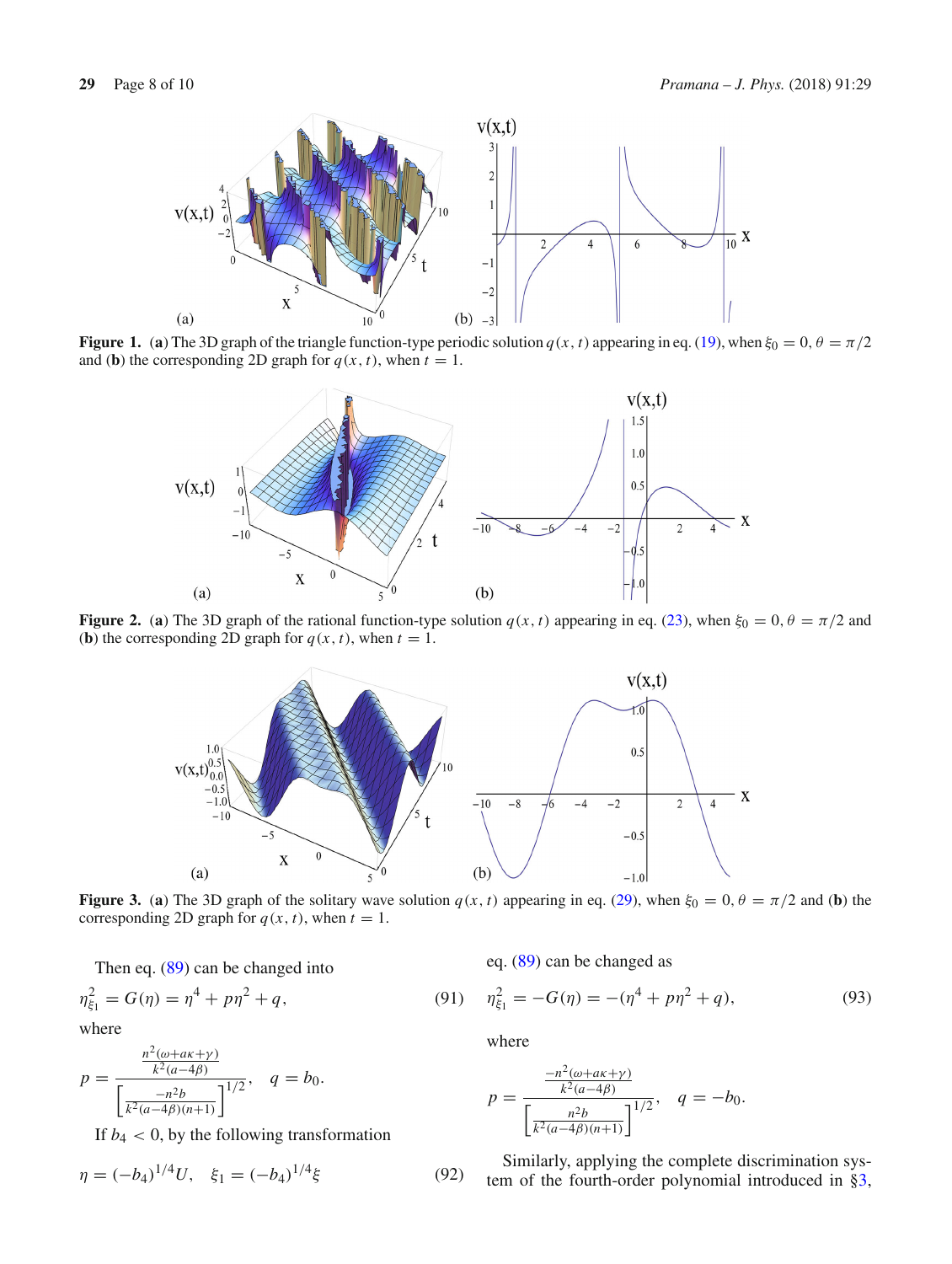**Figure 1.** (**a**) The 3D graph of the triangle function-type periodic solution $q(x,t)$ appearing in eq. (19), when $\xi_0 = 0, \theta = \pi/2$ and (**b**) the corresponding 2D graph for $q(x,t)$, when $t = 1$.

**Figure 2.** (**a**) The 3D graph of the rational function-type solution $q(x,t)$ appearing in eq. (23), when $\xi_0 = 0, \theta = \pi/2$ and (**b**) the corresponding 2D graph for $q(x,t)$, when $t = 1$.

**Figure 3.** (**a**) The 3D graph of the solitary wave solution $q(x,t)$ appearing in eq. (29), when $\xi_0 = 0, \theta = \pi/2$ and (**b**) the corresponding 2D graph for $q(x,t)$, when $t = 1$.

Then eq. (89) can be changed into

$$\eta_{\xi_1}^2 = G(\eta) = \eta^4 + p\eta^2 + q, \tag{91}$$

where

$$p = \frac{\frac{n^2(\omega+a\kappa+\gamma)}{k^2(a-4\beta)}}{\left[\frac{-n^2 b}{k^2(a-4\beta)(n+1)}\right]^{1/2}}, \quad q = b_0.$$

If $b_4 < 0$, by the following transformation

$$\eta = (-b_4)^{1/4} U, \quad \xi_1 = (-b_4)^{1/4} \xi \tag{92}$$

eq. (89) can be changed as

$$\eta_{\xi_1}^2 = -G(\eta) = -(\eta^4 + p\eta^2 + q), \tag{93}$$

where

$$p = \frac{\frac{-n^2(\omega+a\kappa+\gamma)}{k^2(a-4\beta)}}{\left[\frac{n^2 b}{k^2(a-4\beta)(n+1)}\right]^{1/2}}, \quad q = -b_0.$$

Similarly, applying the complete discrimination system of the fourth-order polynomial introduced in §3,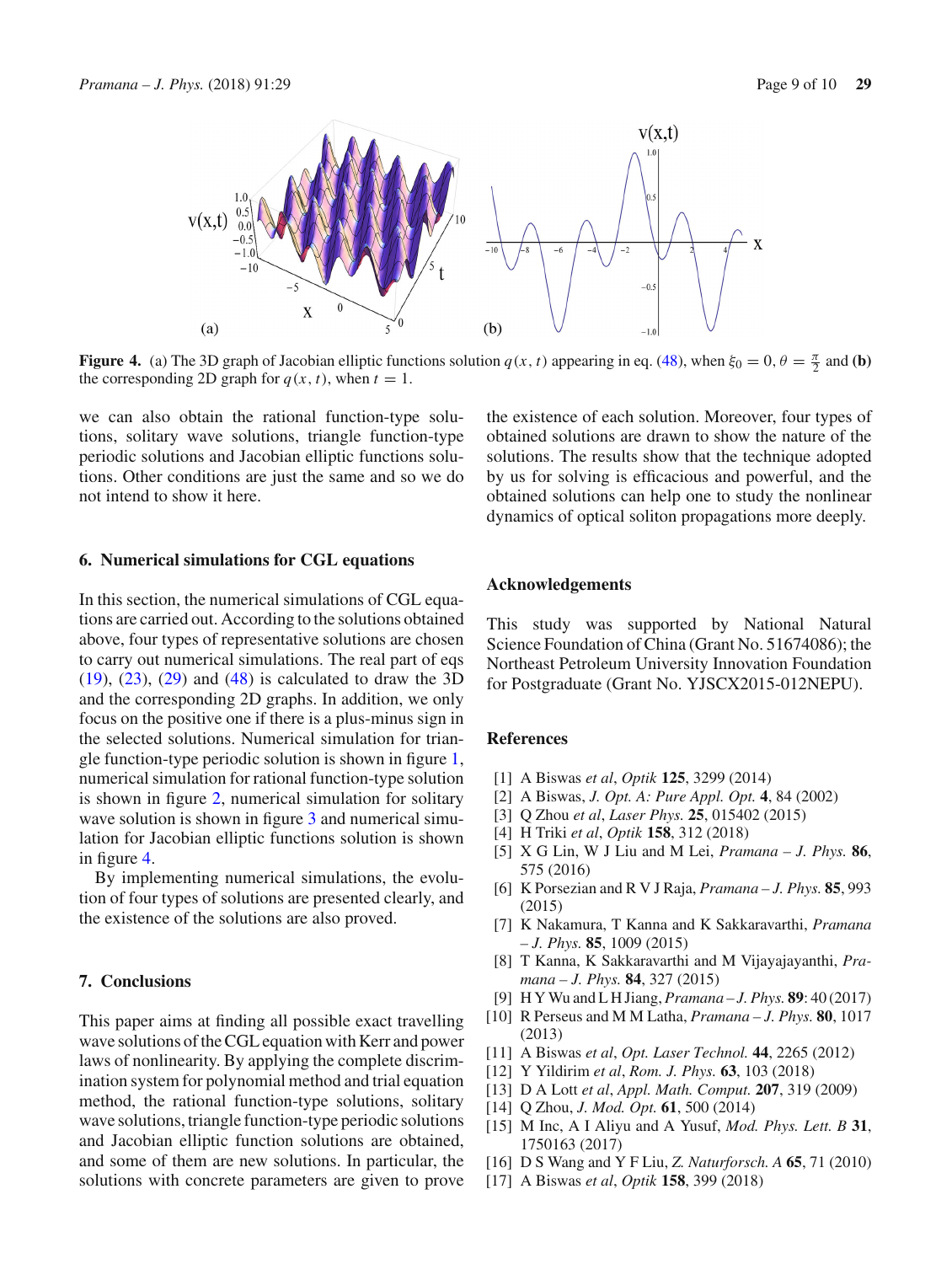**Figure 4.** (a) The 3D graph of Jacobian elliptic functions solution $q(x,t)$ appearing in eq. (48), when $\xi_0 = 0, \theta = \frac{\pi}{2}$ and **(b)** the corresponding 2D graph for $q(x,t)$, when $t = 1$.

we can also obtain the rational function-type solutions, solitary wave solutions, triangle function-type periodic solutions and Jacobian elliptic functions solutions. Other conditions are just the same and so we do not intend to show it here.

## 6. Numerical simulations for CGL equations

In this section, the numerical simulations of CGL equations are carried out. According to the solutions obtained above, four types of representative solutions are chosen to carry out numerical simulations. The real part of eqs (19), (23), (29) and (48) is calculated to draw the 3D and the corresponding 2D graphs. In addition, we only focus on the positive one if there is a plus-minus sign in the selected solutions. Numerical simulation for triangle function-type periodic solution is shown in figure 1, numerical simulation for rational function-type solution is shown in figure 2, numerical simulation for solitary wave solution is shown in figure 3 and numerical simulation for Jacobian elliptic functions solution is shown in figure 4.

By implementing numerical simulations, the evolution of four types of solutions are presented clearly, and the existence of the solutions are also proved.

## 7. Conclusions

This paper aims at finding all possible exact travelling wave solutions of the CGL equation with Kerr and power laws of nonlinearity. By applying the complete discrimination system for polynomial method and trial equation method, the rational function-type solutions, solitary wave solutions, triangle function-type periodic solutions and Jacobian elliptic function solutions are obtained, and some of them are new solutions. In particular, the solutions with concrete parameters are given to prove the existence of each solution. Moreover, four types of obtained solutions are drawn to show the nature of the solutions. The results show that the technique adopted by us for solving is efficacious and powerful, and the obtained solutions can help one to study the nonlinear dynamics of optical soliton propagations more deeply.

## Acknowledgements

This study was supported by National Natural Science Foundation of China (Grant No. 51674086); the Northeast Petroleum University Innovation Foundation for Postgraduate (Grant No. YJSCX2015-012NEPU).

## References

[1] A Biswas *et al*, *Optik* **125**, 3299 (2014)
[2] A Biswas, *J. Opt. A: Pure Appl. Opt.* **4**, 84 (2002)
[3] Q Zhou *et al*, *Laser Phys.* **25**, 015402 (2015)
[4] H Triki *et al*, *Optik* **158**, 312 (2018)
[5] X G Lin, W J Liu and M Lei, *Pramana – J. Phys.* **86**, 575 (2016)
[6] K Porsezian and R V J Raja, *Pramana – J. Phys.* **85**, 993 (2015)
[7] K Nakamura, T Kanna and K Sakkaravarthi, *Pramana – J. Phys.* **85**, 1009 (2015)
[8] T Kanna, K Sakkaravarthi and M Vijayajayanthi, *Pramana – J. Phys.* **84**, 327 (2015)
[9] H Y Wu and L H Jiang, *Pramana – J. Phys.* **89**: 40 (2017)
[10] R Perseus and M M Latha, *Pramana – J. Phys.* **80**, 1017 (2013)
[11] A Biswas *et al*, *Opt. Laser Technol.* **44**, 2265 (2012)
[12] Y Yildirim *et al*, *Rom. J. Phys.* **63**, 103 (2018)
[13] D A Lott *et al*, *Appl. Math. Comput.* **207**, 319 (2009)
[14] Q Zhou, *J. Mod. Opt.* **61**, 500 (2014)
[15] M Inc, A I Aliyu and A Yusuf, *Mod. Phys. Lett. B* **31**, 1750163 (2017)
[16] D S Wang and Y F Liu, *Z. Naturforsch. A* **65**, 71 (2010)
[17] A Biswas *et al*, *Optik* **158**, 399 (2018)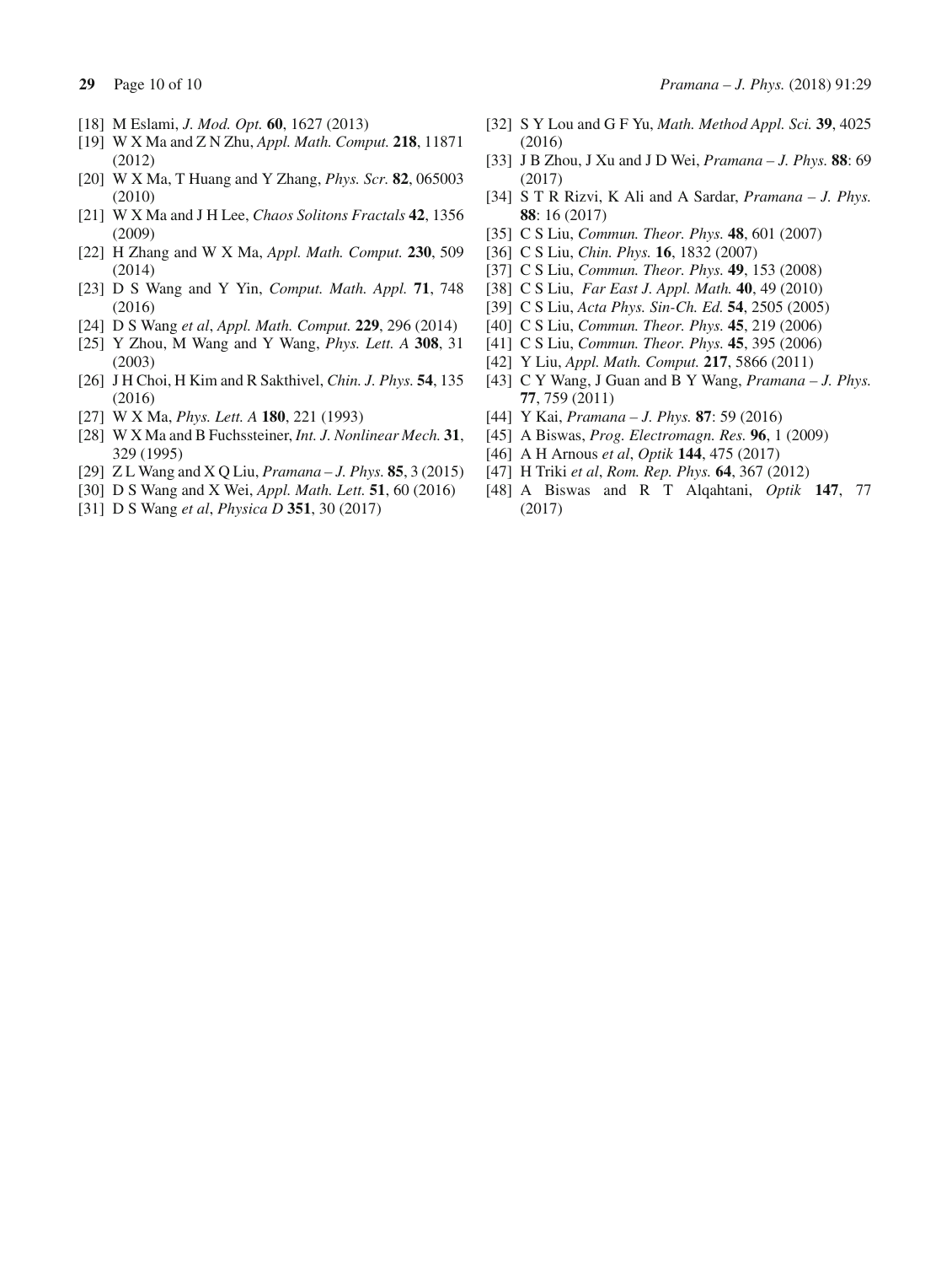[18] M Eslami, *J. Mod. Opt.* **60**, 1627 (2013)
[19] W X Ma and Z N Zhu, *Appl. Math. Comput.* **218**, 11871 (2012)
[20] W X Ma, T Huang and Y Zhang, *Phys. Scr.* **82**, 065003 (2010)
[21] W X Ma and J H Lee, *Chaos Solitons Fractals* **42**, 1356 (2009)
[22] H Zhang and W X Ma, *Appl. Math. Comput.* **230**, 509 (2014)
[23] D S Wang and Y Yin, *Comput. Math. Appl.* **71**, 748 (2016)
[24] D S Wang *et al*, *Appl. Math. Comput.* **229**, 296 (2014)
[25] Y Zhou, M Wang and Y Wang, *Phys. Lett. A* **308**, 31 (2003)
[26] J H Choi, H Kim and R Sakthivel, *Chin. J. Phys.* **54**, 135 (2016)
[27] W X Ma, *Phys. Lett. A* **180**, 221 (1993)
[28] W X Ma and B Fuchssteiner, *Int. J. Nonlinear Mech.* **31**, 329 (1995)
[29] Z L Wang and X Q Liu, *Pramana – J. Phys.* **85**, 3 (2015)
[30] D S Wang and X Wei, *Appl. Math. Lett.* **51**, 60 (2016)
[31] D S Wang *et al*, *Physica D* **351**, 30 (2017)
[32] S Y Lou and G F Yu, *Math. Method Appl. Sci.* **39**, 4025 (2016)
[33] J B Zhou, J Xu and J D Wei, *Pramana – J. Phys.* **88**: 69 (2017)
[34] S T R Rizvi, K Ali and A Sardar, *Pramana – J. Phys.* **88**: 16 (2017)
[35] C S Liu, *Commun. Theor. Phys.* **48**, 601 (2007)
[36] C S Liu, *Chin. Phys.* **16**, 1832 (2007)
[37] C S Liu, *Commun. Theor. Phys.* **49**, 153 (2008)
[38] C S Liu, *Far East J. Appl. Math.* **40**, 49 (2010)
[39] C S Liu, *Acta Phys. Sin-Ch. Ed.* **54**, 2505 (2005)
[40] C S Liu, *Commun. Theor. Phys.* **45**, 219 (2006)
[41] C S Liu, *Commun. Theor. Phys.* **45**, 395 (2006)
[42] Y Liu, *Appl. Math. Comput.* **217**, 5866 (2011)
[43] C Y Wang, J Guan and B Y Wang, *Pramana – J. Phys.* **77**, 759 (2011)
[44] Y Kai, *Pramana – J. Phys.* **87**: 59 (2016)
[45] A Biswas, *Prog. Electromagn. Res.* **96**, 1 (2009)
[46] A H Arnous *et al*, *Optik* **144**, 475 (2017)
[47] H Triki *et al*, *Rom. Rep. Phys.* **64**, 367 (2012)
[48] A Biswas and R T Alqahtani, *Optik* **147**, 77 (2017)